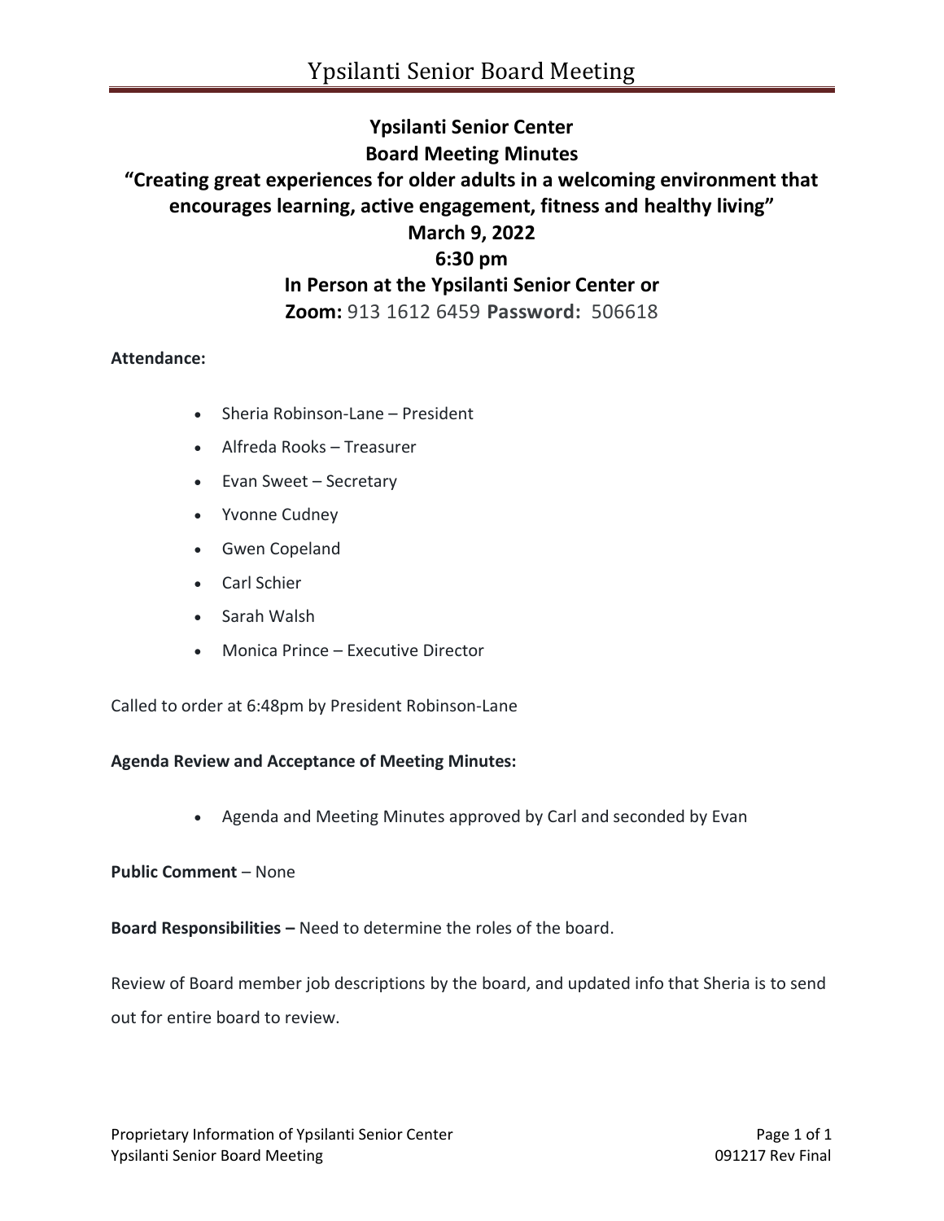# Ypsilanti Senior Center
## Board Meeting Minutes

**"Creating great experiences for older adults in a welcoming environment that encourages learning, active engagement, fitness and healthy living"**

**March 9, 2022**

**6:30 pm**

**In Person at the Ypsilanti Senior Center or**

**Zoom:** 913 1612 6459 **Password:** 506618

**Attendance:**

- Sheria Robinson-Lane – President
- Alfreda Rooks – Treasurer
- Evan Sweet – Secretary
- Yvonne Cudney
- Gwen Copeland
- Carl Schier
- Sarah Walsh
- Monica Prince – Executive Director

Called to order at 6:48pm by President Robinson-Lane

**Agenda Review and Acceptance of Meeting Minutes:**

- Agenda and Meeting Minutes approved by Carl and seconded by Evan

**Public Comment** – None

**Board Responsibilities –** Need to determine the roles of the board.

Review of Board member job descriptions by the board, and updated info that Sheria is to send out for entire board to review.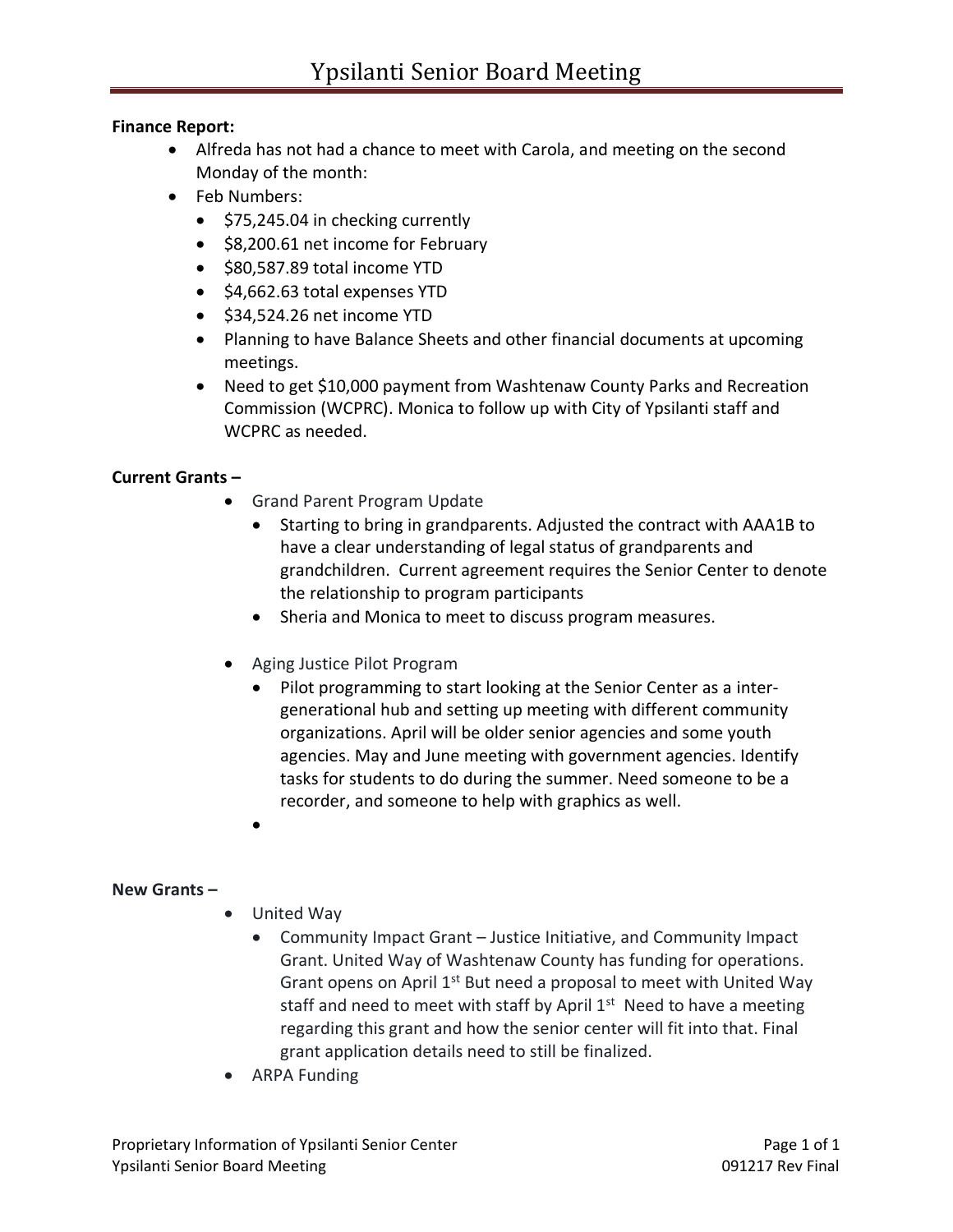**Finance Report:**

- Alfreda has not had a chance to meet with Carola, and meeting on the second Monday of the month:
- Feb Numbers:
  - $75,245.04 in checking currently
  - $8,200.61 net income for February
  - $80,587.89 total income YTD
  - $4,662.63 total expenses YTD
  - $34,524.26 net income YTD
  - Planning to have Balance Sheets and other financial documents at upcoming meetings.
  - Need to get $10,000 payment from Washtenaw County Parks and Recreation Commission (WCPRC). Monica to follow up with City of Ypsilanti staff and WCPRC as needed.

**Current Grants –**

- Grand Parent Program Update
  - Starting to bring in grandparents. Adjusted the contract with AAA1B to have a clear understanding of legal status of grandparents and grandchildren. Current agreement requires the Senior Center to denote the relationship to program participants
  - Sheria and Monica to meet to discuss program measures.
- Aging Justice Pilot Program
  - Pilot programming to start looking at the Senior Center as a inter-generational hub and setting up meeting with different community organizations. April will be older senior agencies and some youth agencies. May and June meeting with government agencies. Identify tasks for students to do during the summer. Need someone to be a recorder, and someone to help with graphics as well.
-

**New Grants –**

- United Way
  - Community Impact Grant – Justice Initiative, and Community Impact Grant. United Way of Washtenaw County has funding for operations. Grant opens on April 1st But need a proposal to meet with United Way staff and need to meet with staff by April 1st Need to have a meeting regarding this grant and how the senior center will fit into that. Final grant application details need to still be finalized.
- ARPA Funding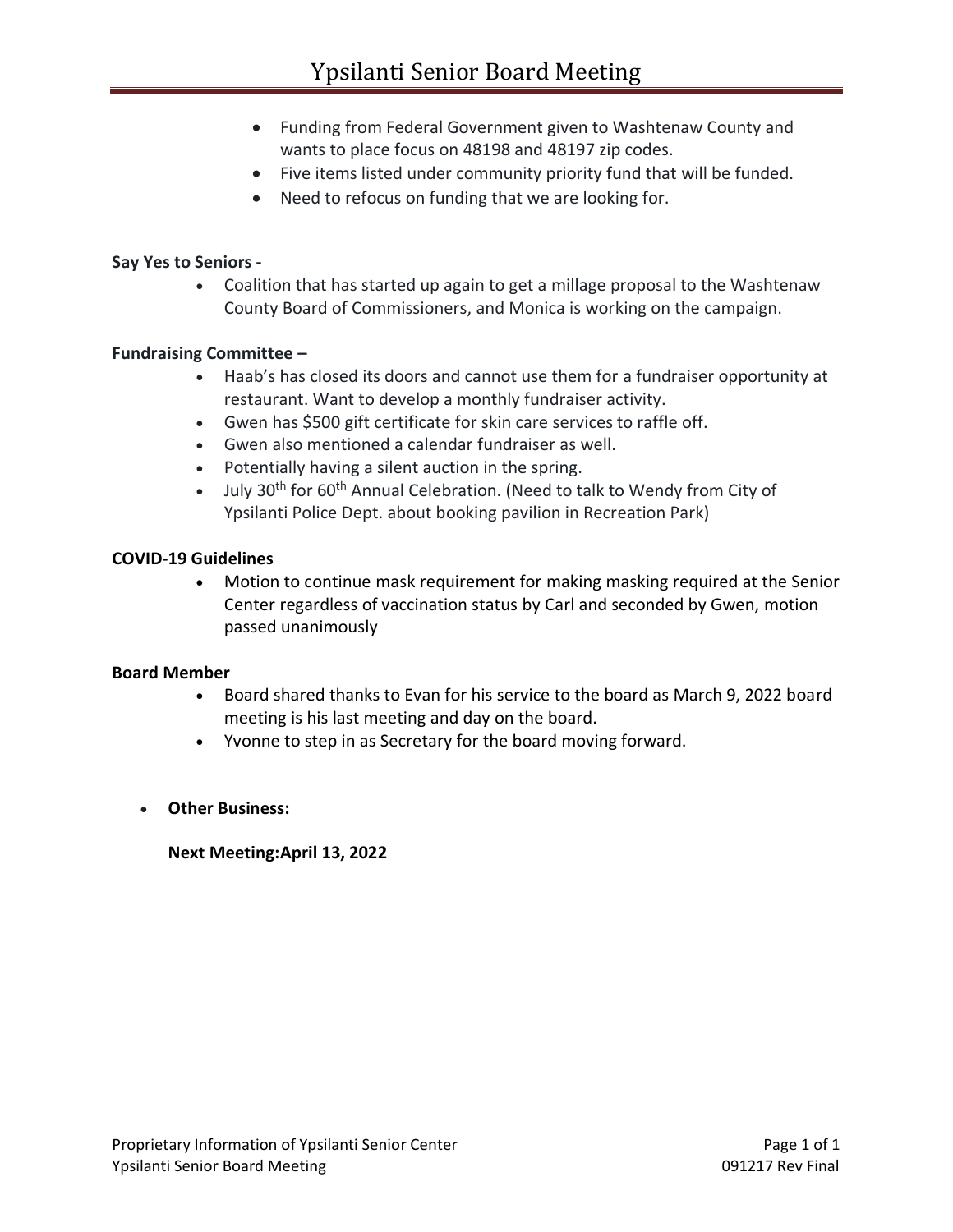- Funding from Federal Government given to Washtenaw County and wants to place focus on 48198 and 48197 zip codes.
- Five items listed under community priority fund that will be funded.
- Need to refocus on funding that we are looking for.

**Say Yes to Seniors -**

- Coalition that has started up again to get a millage proposal to the Washtenaw County Board of Commissioners, and Monica is working on the campaign.

**Fundraising Committee –**

- Haab's has closed its doors and cannot use them for a fundraiser opportunity at restaurant. Want to develop a monthly fundraiser activity.
- Gwen has $500 gift certificate for skin care services to raffle off.
- Gwen also mentioned a calendar fundraiser as well.
- Potentially having a silent auction in the spring.
- July 30th for 60th Annual Celebration. (Need to talk to Wendy from City of Ypsilanti Police Dept. about booking pavilion in Recreation Park)

**COVID-19 Guidelines**

- Motion to continue mask requirement for making masking required at the Senior Center regardless of vaccination status by Carl and seconded by Gwen, motion passed unanimously

**Board Member**

- Board shared thanks to Evan for his service to the board as March 9, 2022 board meeting is his last meeting and day on the board.
- Yvonne to step in as Secretary for the board moving forward.

- **Other Business:**

  **Next Meeting:April 13, 2022**